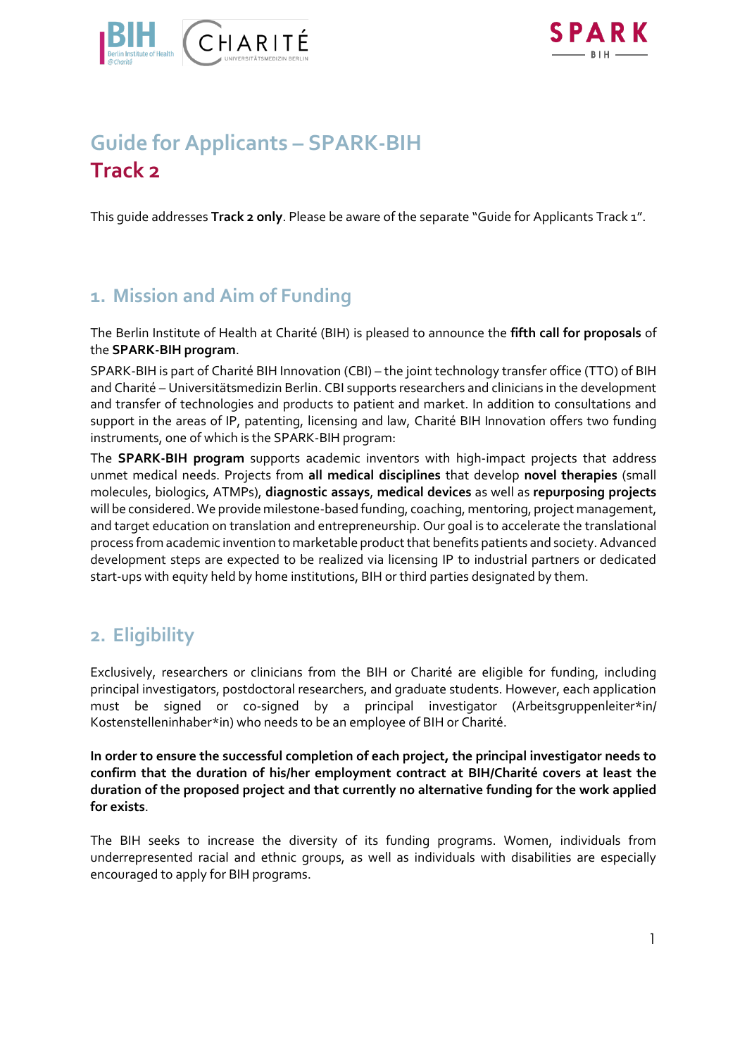# Guide for Applicants – SPARK-BIH
# Track 2

This guide addresses **Track 2 only**. Please be aware of the separate "Guide for Applicants Track 1".

## 1. Mission and Aim of Funding

The Berlin Institute of Health at Charité (BIH) is pleased to announce the **fifth call for proposals** of the **SPARK-BIH program**.

SPARK-BIH is part of Charité BIH Innovation (CBI) – the joint technology transfer office (TTO) of BIH and Charité – Universitätsmedizin Berlin. CBI supports researchers and clinicians in the development and transfer of technologies and products to patient and market. In addition to consultations and support in the areas of IP, patenting, licensing and law, Charité BIH Innovation offers two funding instruments, one of which is the SPARK-BIH program:

The **SPARK-BIH program** supports academic inventors with high-impact projects that address unmet medical needs. Projects from **all medical disciplines** that develop **novel therapies** (small molecules, biologics, ATMPs), **diagnostic assays**, **medical devices** as well as **repurposing projects** will be considered. We provide milestone-based funding, coaching, mentoring, project management, and target education on translation and entrepreneurship. Our goal is to accelerate the translational process from academic invention to marketable product that benefits patients and society. Advanced development steps are expected to be realized via licensing IP to industrial partners or dedicated start-ups with equity held by home institutions, BIH or third parties designated by them.

## 2. Eligibility

Exclusively, researchers or clinicians from the BIH or Charité are eligible for funding, including principal investigators, postdoctoral researchers, and graduate students. However, each application must be signed or co-signed by a principal investigator (Arbeitsgruppenleiter*in/ Kostenstelleninhaber*in) who needs to be an employee of BIH or Charité.

**In order to ensure the successful completion of each project, the principal investigator needs to confirm that the duration of his/her employment contract at BIH/Charité covers at least the duration of the proposed project and that currently no alternative funding for the work applied for exists**.

The BIH seeks to increase the diversity of its funding programs. Women, individuals from underrepresented racial and ethnic groups, as well as individuals with disabilities are especially encouraged to apply for BIH programs.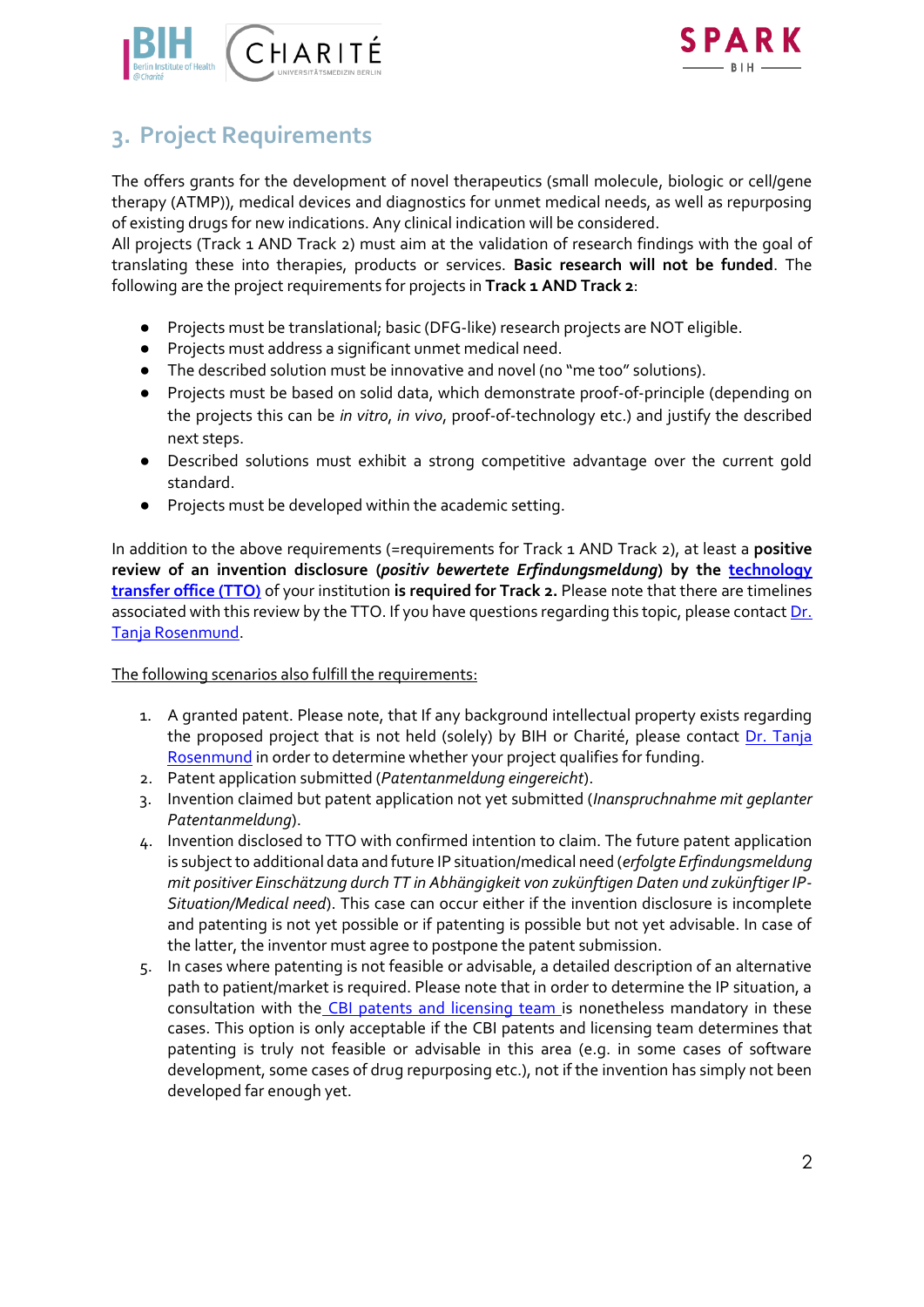## 3. Project Requirements

The offers grants for the development of novel therapeutics (small molecule, biologic or cell/gene therapy (ATMP)), medical devices and diagnostics for unmet medical needs, as well as repurposing of existing drugs for new indications. Any clinical indication will be considered.
All projects (Track 1 AND Track 2) must aim at the validation of research findings with the goal of translating these into therapies, products or services. **Basic research will not be funded**. The following are the project requirements for projects in **Track 1 AND Track 2**:

- Projects must be translational; basic (DFG-like) research projects are NOT eligible.
- Projects must address a significant unmet medical need.
- The described solution must be innovative and novel (no "me too" solutions).
- Projects must be based on solid data, which demonstrate proof-of-principle (depending on the projects this can be *in vitro*, *in vivo*, proof-of-technology etc.) and justify the described next steps.
- Described solutions must exhibit a strong competitive advantage over the current gold standard.
- Projects must be developed within the academic setting.

In addition to the above requirements (=requirements for Track 1 AND Track 2), at least a **positive review of an invention disclosure (*positiv bewertete Erfindungsmeldung*) by the technology transfer office (TTO)** of your institution **is required for Track 2.** Please note that there are timelines associated with this review by the TTO. If you have questions regarding this topic, please contact Dr. Tanja Rosenmund.

The following scenarios also fulfill the requirements:

1. A granted patent. Please note, that If any background intellectual property exists regarding the proposed project that is not held (solely) by BIH or Charité, please contact Dr. Tanja Rosenmund in order to determine whether your project qualifies for funding.
2. Patent application submitted (*Patentanmeldung eingereicht*).
3. Invention claimed but patent application not yet submitted (*Inanspruchnahme mit geplanter Patentanmeldung*).
4. Invention disclosed to TTO with confirmed intention to claim. The future patent application is subject to additional data and future IP situation/medical need (*erfolgte Erfindungsmeldung mit positiver Einschätzung durch TT in Abhängigkeit von zukünftigen Daten und zukünftiger IP-Situation/Medical need*). This case can occur either if the invention disclosure is incomplete and patenting is not yet possible or if patenting is possible but not yet advisable. In case of the latter, the inventor must agree to postpone the patent submission.
5. In cases where patenting is not feasible or advisable, a detailed description of an alternative path to patient/market is required. Please note that in order to determine the IP situation, a consultation with the CBI patents and licensing team is nonetheless mandatory in these cases. This option is only acceptable if the CBI patents and licensing team determines that patenting is truly not feasible or advisable in this area (e.g. in some cases of software development, some cases of drug repurposing etc.), not if the invention has simply not been developed far enough yet.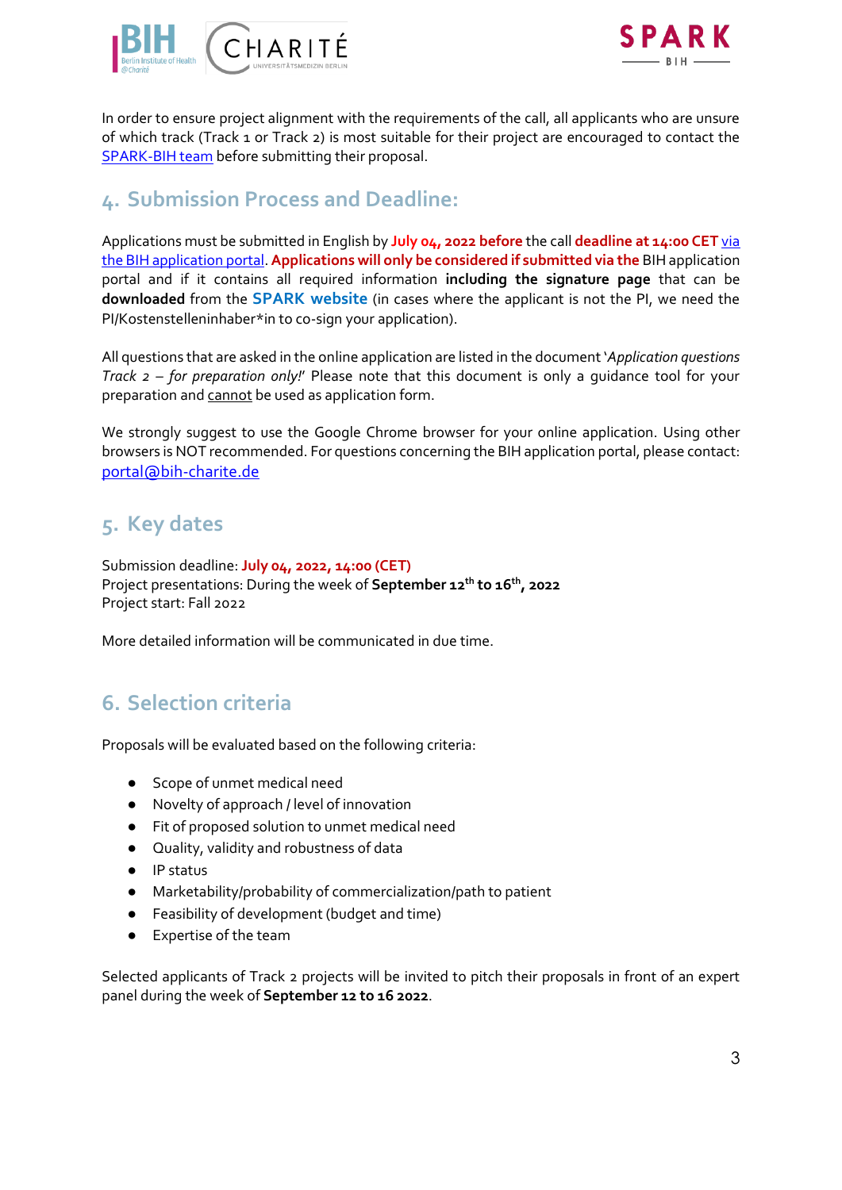In order to ensure project alignment with the requirements of the call, all applicants who are unsure of which track (Track 1 or Track 2) is most suitable for their project are encouraged to contact the SPARK-BIH team before submitting their proposal.

## 4. Submission Process and Deadline:

Applications must be submitted in English by **July 04, 2022 before** the call **deadline at 14:00 CET** via the BIH application portal. **Applications will only be considered if submitted via the** BIH application portal and if it contains all required information **including the signature page** that can be **downloaded** from the **SPARK website** (in cases where the applicant is not the PI, we need the PI/Kostenstelleninhaber*in to co-sign your application).

All questions that are asked in the online application are listed in the document '*Application questions Track 2 – for preparation only!*' Please note that this document is only a guidance tool for your preparation and cannot be used as application form.

We strongly suggest to use the Google Chrome browser for your online application. Using other browsers is NOT recommended. For questions concerning the BIH application portal, please contact: portal@bih-charite.de

## 5. Key dates

Submission deadline: **July 04, 2022, 14:00 (CET)**  
Project presentations: During the week of **September 12th to 16th, 2022**  
Project start: Fall 2022

More detailed information will be communicated in due time.

## 6. Selection criteria

Proposals will be evaluated based on the following criteria:

- Scope of unmet medical need
- Novelty of approach / level of innovation
- Fit of proposed solution to unmet medical need
- Quality, validity and robustness of data
- IP status
- Marketability/probability of commercialization/path to patient
- Feasibility of development (budget and time)
- Expertise of the team

Selected applicants of Track 2 projects will be invited to pitch their proposals in front of an expert panel during the week of **September 12 to 16 2022**.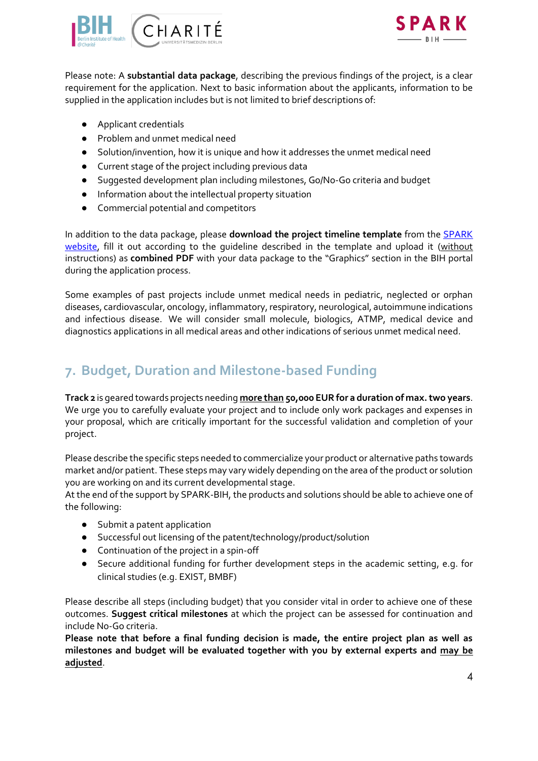Please note: A **substantial data package**, describing the previous findings of the project, is a clear requirement for the application. Next to basic information about the applicants, information to be supplied in the application includes but is not limited to brief descriptions of:

- Applicant credentials
- Problem and unmet medical need
- Solution/invention, how it is unique and how it addresses the unmet medical need
- Current stage of the project including previous data
- Suggested development plan including milestones, Go/No-Go criteria and budget
- Information about the intellectual property situation
- Commercial potential and competitors

In addition to the data package, please **download the project timeline template** from the [SPARK website](), fill it out according to the guideline described in the template and upload it (without instructions) as **combined PDF** with your data package to the "Graphics" section in the BIH portal during the application process.

Some examples of past projects include unmet medical needs in pediatric, neglected or orphan diseases, cardiovascular, oncology, inflammatory, respiratory, neurological, autoimmune indications and infectious disease. We will consider small molecule, biologics, ATMP, medical device and diagnostics applications in all medical areas and other indications of serious unmet medical need.

## 7. Budget, Duration and Milestone-based Funding

**Track 2** is geared towards projects needing **more than 50,000 EUR for a duration of max. two years**. We urge you to carefully evaluate your project and to include only work packages and expenses in your proposal, which are critically important for the successful validation and completion of your project.

Please describe the specific steps needed to commercialize your product or alternative paths towards market and/or patient. These steps may vary widely depending on the area of the product or solution you are working on and its current developmental stage.
At the end of the support by SPARK-BIH, the products and solutions should be able to achieve one of the following:

- Submit a patent application
- Successful out licensing of the patent/technology/product/solution
- Continuation of the project in a spin-off
- Secure additional funding for further development steps in the academic setting, e.g. for clinical studies (e.g. EXIST, BMBF)

Please describe all steps (including budget) that you consider vital in order to achieve one of these outcomes. **Suggest critical milestones** at which the project can be assessed for continuation and include No-Go criteria.
**Please note that before a final funding decision is made, the entire project plan as well as milestones and budget will be evaluated together with you by external experts and may be adjusted**.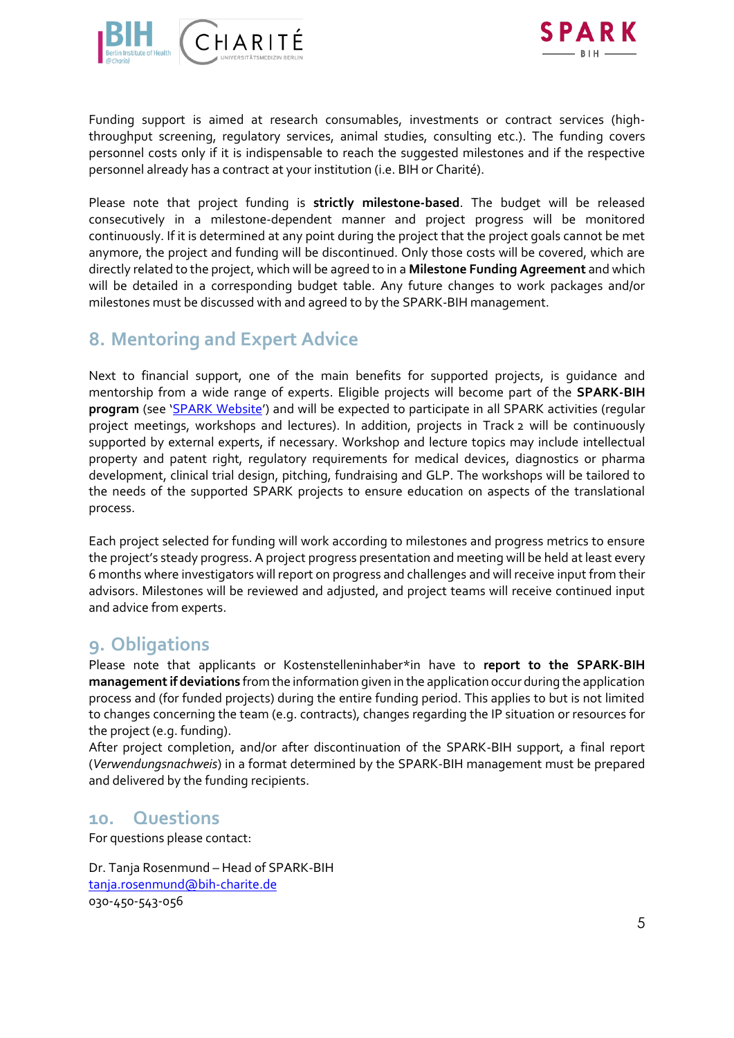Funding support is aimed at research consumables, investments or contract services (high-throughput screening, regulatory services, animal studies, consulting etc.). The funding covers personnel costs only if it is indispensable to reach the suggested milestones and if the respective personnel already has a contract at your institution (i.e. BIH or Charité).

Please note that project funding is **strictly milestone-based**. The budget will be released consecutively in a milestone-dependent manner and project progress will be monitored continuously. If it is determined at any point during the project that the project goals cannot be met anymore, the project and funding will be discontinued. Only those costs will be covered, which are directly related to the project, which will be agreed to in a **Milestone Funding Agreement** and which will be detailed in a corresponding budget table. Any future changes to work packages and/or milestones must be discussed with and agreed to by the SPARK-BIH management.

## 8. Mentoring and Expert Advice

Next to financial support, one of the main benefits for supported projects, is guidance and mentorship from a wide range of experts. Eligible projects will become part of the **SPARK-BIH program** (see '[SPARK Website]') and will be expected to participate in all SPARK activities (regular project meetings, workshops and lectures). In addition, projects in Track 2 will be continuously supported by external experts, if necessary. Workshop and lecture topics may include intellectual property and patent right, regulatory requirements for medical devices, diagnostics or pharma development, clinical trial design, pitching, fundraising and GLP. The workshops will be tailored to the needs of the supported SPARK projects to ensure education on aspects of the translational process.

Each project selected for funding will work according to milestones and progress metrics to ensure the project's steady progress. A project progress presentation and meeting will be held at least every 6 months where investigators will report on progress and challenges and will receive input from their advisors. Milestones will be reviewed and adjusted, and project teams will receive continued input and advice from experts.

## 9. Obligations

Please note that applicants or Kostenstelleninhaber*in have to **report to the SPARK-BIH management if deviations** from the information given in the application occur during the application process and (for funded projects) during the entire funding period. This applies to but is not limited to changes concerning the team (e.g. contracts), changes regarding the IP situation or resources for the project (e.g. funding).

After project completion, and/or after discontinuation of the SPARK-BIH support, a final report (*Verwendungsnachweis*) in a format determined by the SPARK-BIH management must be prepared and delivered by the funding recipients.

## 10. Questions

For questions please contact:

Dr. Tanja Rosenmund – Head of SPARK-BIH
tanja.rosenmund@bih-charite.de
030-450-543-056